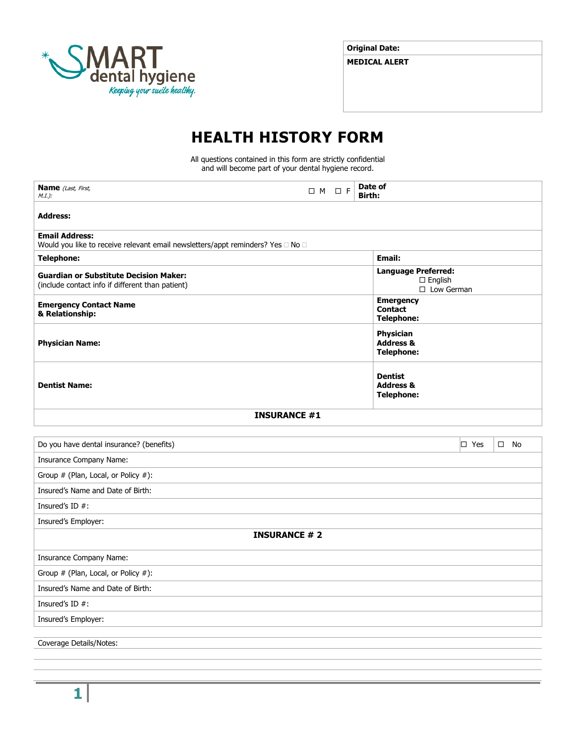SMART dental hygiene
*Keeping your smile healthy.*

| **Original Date:** |
|---|
| **MEDICAL ALERT** |

# HEALTH HISTORY FORM

All questions contained in this form are strictly confidential
and will become part of your dental hygiene record.

| **Name** *(Last, First, M.I.):* ☐ M ☐ F | **Date of Birth:** |
|---|---|
| **Address:** | |
| **Email Address:** Would you like to receive relevant email newsletters/appt reminders? Yes ☐ No ☐ | |
| **Telephone:** | **Email:** |
| **Guardian or Substitute Decision Maker:** (include contact info if different than patient) | **Language Preferred:** ☐ English ☐ Low German |
| **Emergency Contact Name & Relationship:** | **Emergency Contact Telephone:** |
| **Physician Name:** | **Physician Address & Telephone:** |
| **Dentist Name:** | **Dentist Address & Telephone:** |

**INSURANCE #1**

| Do you have dental insurance? (benefits) | ☐ Yes | ☐ No |
|---|---|---|
| Insurance Company Name: | | |
| Group # (Plan, Local, or Policy #): | | |
| Insured's Name and Date of Birth: | | |
| Insured's ID #: | | |
| Insured's Employer: | | |

**INSURANCE # 2**

| Insurance Company Name: |
|---|
| Group # (Plan, Local, or Policy #): |
| Insured's Name and Date of Birth: |
| Insured's ID #: |
| Insured's Employer: |

Coverage Details/Notes: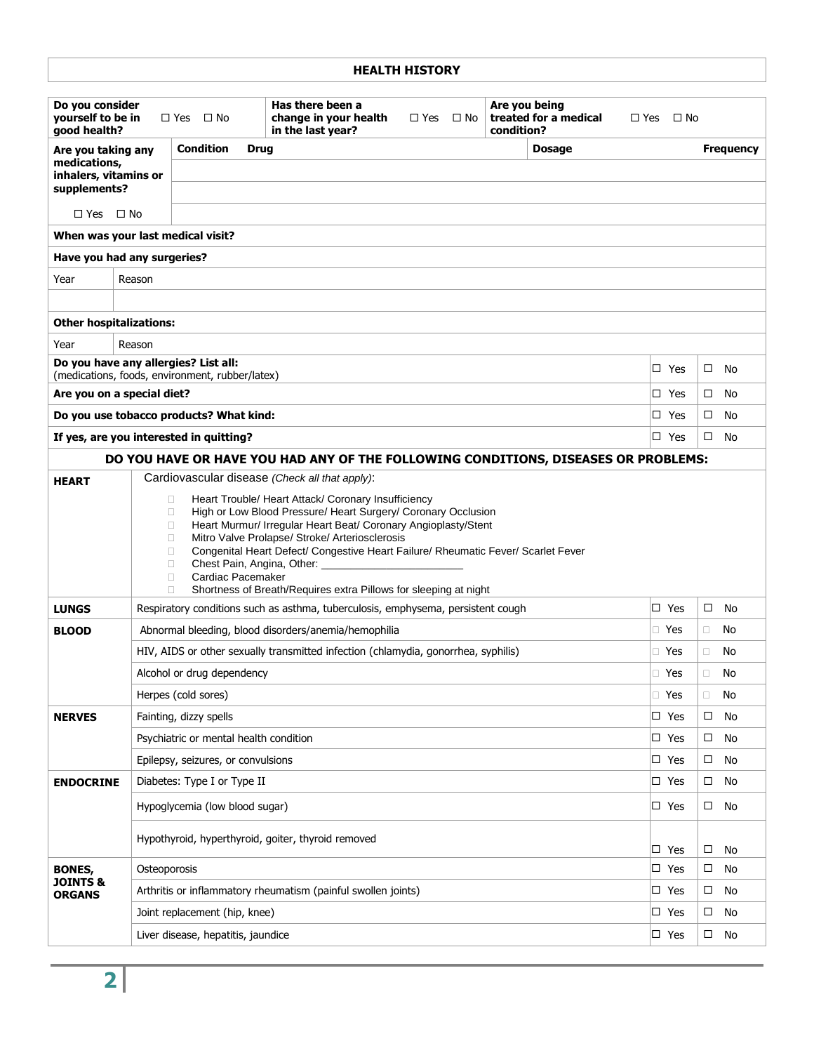## HEALTH HISTORY

| Do you consider yourself to be in good health? | ☐ Yes ☐ No | Has there been a change in your health in the last year? | ☐ Yes ☐ No | Are you being treated for a medical condition? | ☐ Yes ☐ No |
|---|---|---|---|---|---|

| Are you taking any medications, inhalers, vitamins or supplements? ☐ Yes ☐ No | Condition | Drug | Dosage | Frequency |
|---|---|---|---|---|
| | | | | |
| | | | | |
| | | | | |

**When was your last medical visit?**

**Have you had any surgeries?**

| Year | Reason |
|---|---|
| | |

**Other hospitalizations:**

| Year | Reason |
|---|---|
| | |

| | | |
|---|---|---|
| **Do you have any allergies? List all:** (medications, foods, environment, rubber/latex) | ☐ Yes | ☐ No |
| **Are you on a special diet?** | ☐ Yes | ☐ No |
| **Do you use tobacco products? What kind:** | ☐ Yes | ☐ No |
| **If yes, are you interested in quitting?** | ☐ Yes | ☐ No |

### DO YOU HAVE OR HAVE YOU HAD ANY OF THE FOLLOWING CONDITIONS, DISEASES OR PROBLEMS:

**HEART**

Cardiovascular disease *(Check all that apply)*:

- ☐ Heart Trouble/ Heart Attack/ Coronary Insufficiency
- ☐ High or Low Blood Pressure/ Heart Surgery/ Coronary Occlusion
- ☐ Heart Murmur/ Irregular Heart Beat/ Coronary Angioplasty/Stent
- ☐ Mitro Valve Prolapse/ Stroke/ Arteriosclerosis
- ☐ Congenital Heart Defect/ Congestive Heart Failure/ Rheumatic Fever/ Scarlet Fever
- ☐ Chest Pain, Angina, Other: ______________________
- ☐ Cardiac Pacemaker
- ☐ Shortness of Breath/Requires extra Pillows for sleeping at night

| | | | |
|---|---|---|---|
| **LUNGS** | Respiratory conditions such as asthma, tuberculosis, emphysema, persistent cough | ☐ Yes | ☐ No |
| **BLOOD** | Abnormal bleeding, blood disorders/anemia/hemophilia | ☐ Yes | ☐ No |
| | HIV, AIDS or other sexually transmitted infection (chlamydia, gonorrhea, syphilis) | ☐ Yes | ☐ No |
| | Alcohol or drug dependency | ☐ Yes | ☐ No |
| | Herpes (cold sores) | ☐ Yes | ☐ No |
| **NERVES** | Fainting, dizzy spells | ☐ Yes | ☐ No |
| | Psychiatric or mental health condition | ☐ Yes | ☐ No |
| | Epilepsy, seizures, or convulsions | ☐ Yes | ☐ No |
| **ENDOCRINE** | Diabetes: Type I or Type II | ☐ Yes | ☐ No |
| | Hypoglycemia (low blood sugar) | ☐ Yes | ☐ No |
| | Hypothyroid, hyperthyroid, goiter, thyroid removed | ☐ Yes | ☐ No |
| **BONES, JOINTS & ORGANS** | Osteoporosis | ☐ Yes | ☐ No |
| | Arthritis or inflammatory rheumatism (painful swollen joints) | ☐ Yes | ☐ No |
| | Joint replacement (hip, knee) | ☐ Yes | ☐ No |
| | Liver disease, hepatitis, jaundice | ☐ Yes | ☐ No |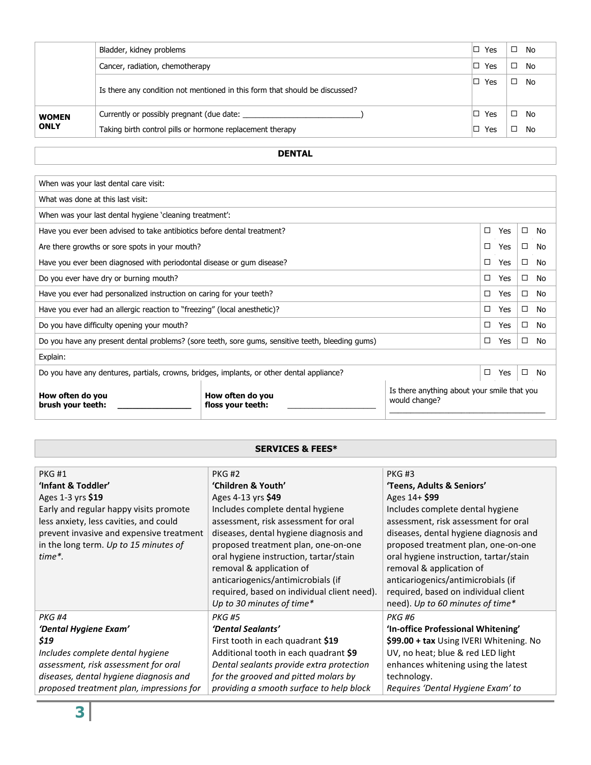| | | | |
|---|---|---|---|
| | Bladder, kidney problems | ☐ Yes | ☐ No |
| | Cancer, radiation, chemotherapy | ☐ Yes | ☐ No |
| | Is there any condition not mentioned in this form that should be discussed? | ☐ Yes | ☐ No |
| **WOMEN ONLY** | Currently or possibly pregnant (due date: ___________________________) | ☐ Yes | ☐ No |
| | Taking birth control pills or hormone replacement therapy | ☐ Yes | ☐ No |

## DENTAL

| | | |
|---|---|---|
| When was your last dental care visit: | | |
| What was done at this last visit: | | |
| When was your last dental hygiene 'cleaning treatment': | | |
| Have you ever been advised to take antibiotics before dental treatment? | ☐ Yes | ☐ No |
| Are there growths or sore spots in your mouth? | ☐ Yes | ☐ No |
| Have you ever been diagnosed with periodontal disease or gum disease? | ☐ Yes | ☐ No |
| Do you ever have dry or burning mouth? | ☐ Yes | ☐ No |
| Have you ever had personalized instruction on caring for your teeth? | ☐ Yes | ☐ No |
| Have you ever had an allergic reaction to "freezing" (local anesthetic)? | ☐ Yes | ☐ No |
| Do you have difficulty opening your mouth? | ☐ Yes | ☐ No |
| Do you have any present dental problems? (sore teeth, sore gums, sensitive teeth, bleeding gums) | ☐ Yes | ☐ No |
| Explain: | | |
| Do you have any dentures, partials, crowns, bridges, implants, or other dental appliance? | ☐ Yes | ☐ No |

| | | |
|---|---|---|
| **How often do you brush your teeth:** _______________ | **How often do you floss your teeth:** ____________________ | Is there anything about your smile that you would change? ____________________________________ |

## SERVICES & FEES*

| | | |
|---|---|---|
| PKG #1<br>**'Infant & Toddler'**<br>Ages 1-3 yrs **$19**<br>Early and regular happy visits promote less anxiety, less cavities, and could prevent invasive and expensive treatment in the long term. *Up to 15 minutes of time**. | PKG #2<br>**'Children & Youth'**<br>Ages 4-13 yrs **$49**<br>Includes complete dental hygiene assessment, risk assessment for oral diseases, dental hygiene diagnosis and proposed treatment plan, one-on-one oral hygiene instruction, tartar/stain removal & application of anticariogenics/antimicrobials (if required, based on individual client need). *Up to 30 minutes of time** | PKG #3<br>**'Teens, Adults & Seniors'**<br>Ages 14+ **$99**<br>Includes complete dental hygiene assessment, risk assessment for oral diseases, dental hygiene diagnosis and proposed treatment plan, one-on-one oral hygiene instruction, tartar/stain removal & application of anticariogenics/antimicrobials (if required, based on individual client need). *Up to 60 minutes of time** |
| *PKG #4*<br>***'Dental Hygiene Exam'***<br>***$19***<br>*Includes complete dental hygiene assessment, risk assessment for oral diseases, dental hygiene diagnosis and proposed treatment plan, impressions for* | *PKG #5*<br>***'Dental Sealants'***<br>First tooth in each quadrant **$19**<br>Additional tooth in each quadrant **$9**<br>*Dental sealants provide extra protection for the grooved and pitted molars by providing a smooth surface to help block* | *PKG #6*<br>**'In-office Professional Whitening'**<br>**$99.00 + tax** Using IVERI Whitening. No UV, no heat; blue & red LED light enhances whitening using the latest technology.<br>*Requires 'Dental Hygiene Exam' to* |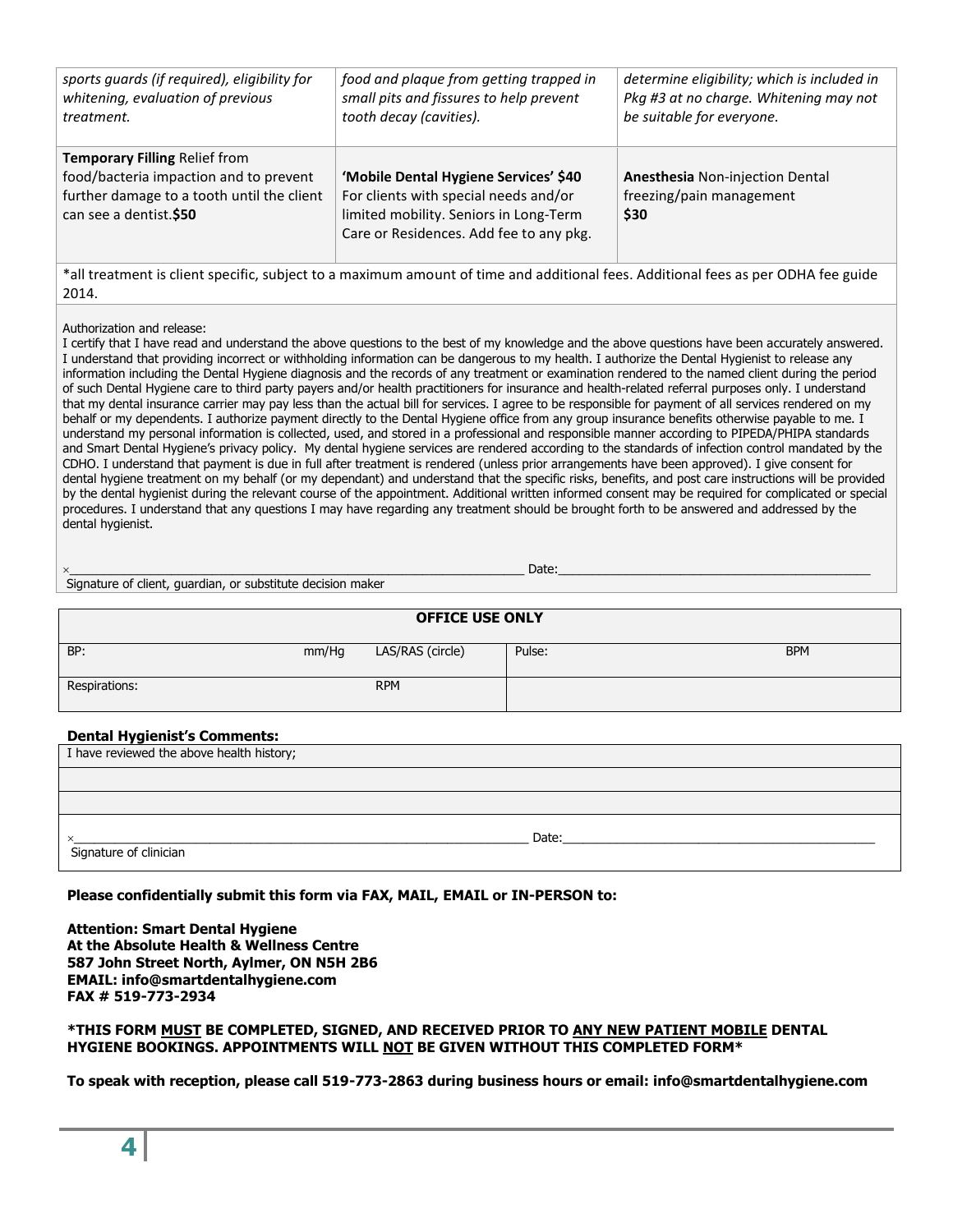| | | |
|---|---|---|
| *sports guards (if required), eligibility for whitening, evaluation of previous treatment.* | *food and plaque from getting trapped in small pits and fissures to help prevent tooth decay (cavities).* | *determine eligibility; which is included in Pkg #3 at no charge. Whitening may not be suitable for everyone.* |
| **Temporary Filling** Relief from food/bacteria impaction and to prevent further damage to a tooth until the client can see a dentist.**$50** | **'Mobile Dental Hygiene Services' $40** For clients with special needs and/or limited mobility. Seniors in Long-Term Care or Residences. Add fee to any pkg. | **Anesthesia** Non-injection Dental freezing/pain management **$30** |

*all treatment is client specific, subject to a maximum amount of time and additional fees. Additional fees as per ODHA fee guide 2014.

Authorization and release:
I certify that I have read and understand the above questions to the best of my knowledge and the above questions have been accurately answered. I understand that providing incorrect or withholding information can be dangerous to my health. I authorize the Dental Hygienist to release any information including the Dental Hygiene diagnosis and the records of any treatment or examination rendered to the named client during the period of such Dental Hygiene care to third party payers and/or health practitioners for insurance and health-related referral purposes only. I understand that my dental insurance carrier may pay less than the actual bill for services. I agree to be responsible for payment of all services rendered on my behalf or my dependents. I authorize payment directly to the Dental Hygiene office from any group insurance benefits otherwise payable to me. I understand my personal information is collected, used, and stored in a professional and responsible manner according to PIPEDA/PHIPA standards and Smart Dental Hygiene's privacy policy. My dental hygiene services are rendered according to the standards of infection control mandated by the CDHO. I understand that payment is due in full after treatment is rendered (unless prior arrangements have been approved). I give consent for dental hygiene treatment on my behalf (or my dependant) and understand that the specific risks, benefits, and post care instructions will be provided by the dental hygienist during the relevant course of the appointment. Additional written informed consent may be required for complicated or special procedures. I understand that any questions I may have regarding any treatment should be brought forth to be answered and addressed by the dental hygienist.

×_______________________________________________ Date:_______________________________________
Signature of client, guardian, or substitute decision maker

| OFFICE USE ONLY | | | | |
|---|---|---|---|---|
| BP: | mm/Hg | LAS/RAS (circle) | Pulse: | BPM |
| Respirations: | | RPM | | |

**Dental Hygienist's Comments:**

I have reviewed the above health history;

×_______________________________________________ Date:_______________________________________
Signature of clinician

**Please confidentially submit this form via FAX, MAIL, EMAIL or IN-PERSON to:**

**Attention: Smart Dental Hygiene**
**At the Absolute Health & Wellness Centre**
**587 John Street North, Aylmer, ON N5H 2B6**
**EMAIL: info@smartdentalhygiene.com**
**FAX # 519-773-2934**

**\*THIS FORM MUST BE COMPLETED, SIGNED, AND RECEIVED PRIOR TO ANY NEW PATIENT MOBILE DENTAL HYGIENE BOOKINGS. APPOINTMENTS WILL NOT BE GIVEN WITHOUT THIS COMPLETED FORM\***

**To speak with reception, please call 519-773-2863 during business hours or email: info@smartdentalhygiene.com**